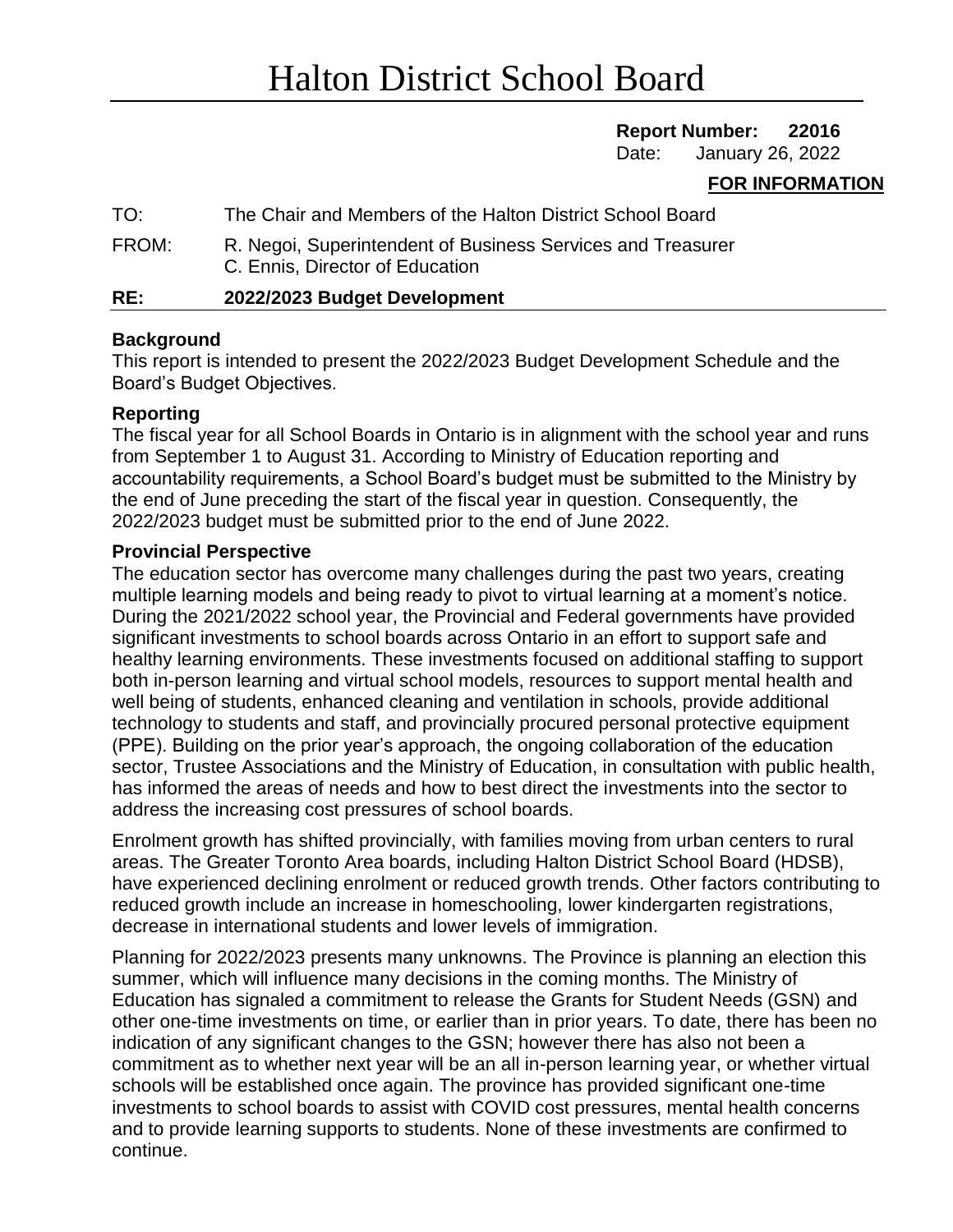# Halton District School Board

**Report Number: 22016**
Date: January 26, 2022

**FOR INFORMATION**

TO: The Chair and Members of the Halton District School Board

FROM: R. Negoi, Superintendent of Business Services and Treasurer
C. Ennis, Director of Education

**RE: 2022/2023 Budget Development**

### Background

This report is intended to present the 2022/2023 Budget Development Schedule and the Board's Budget Objectives.

### Reporting

The fiscal year for all School Boards in Ontario is in alignment with the school year and runs from September 1 to August 31. According to Ministry of Education reporting and accountability requirements, a School Board's budget must be submitted to the Ministry by the end of June preceding the start of the fiscal year in question. Consequently, the 2022/2023 budget must be submitted prior to the end of June 2022.

### Provincial Perspective

The education sector has overcome many challenges during the past two years, creating multiple learning models and being ready to pivot to virtual learning at a moment's notice. During the 2021/2022 school year, the Provincial and Federal governments have provided significant investments to school boards across Ontario in an effort to support safe and healthy learning environments. These investments focused on additional staffing to support both in-person learning and virtual school models, resources to support mental health and well being of students, enhanced cleaning and ventilation in schools, provide additional technology to students and staff, and provincially procured personal protective equipment (PPE). Building on the prior year's approach, the ongoing collaboration of the education sector, Trustee Associations and the Ministry of Education, in consultation with public health, has informed the areas of needs and how to best direct the investments into the sector to address the increasing cost pressures of school boards.

Enrolment growth has shifted provincially, with families moving from urban centers to rural areas. The Greater Toronto Area boards, including Halton District School Board (HDSB), have experienced declining enrolment or reduced growth trends. Other factors contributing to reduced growth include an increase in homeschooling, lower kindergarten registrations, decrease in international students and lower levels of immigration.

Planning for 2022/2023 presents many unknowns. The Province is planning an election this summer, which will influence many decisions in the coming months. The Ministry of Education has signaled a commitment to release the Grants for Student Needs (GSN) and other one-time investments on time, or earlier than in prior years. To date, there has been no indication of any significant changes to the GSN; however there has also not been a commitment as to whether next year will be an all in-person learning year, or whether virtual schools will be established once again. The province has provided significant one-time investments to school boards to assist with COVID cost pressures, mental health concerns and to provide learning supports to students. None of these investments are confirmed to continue.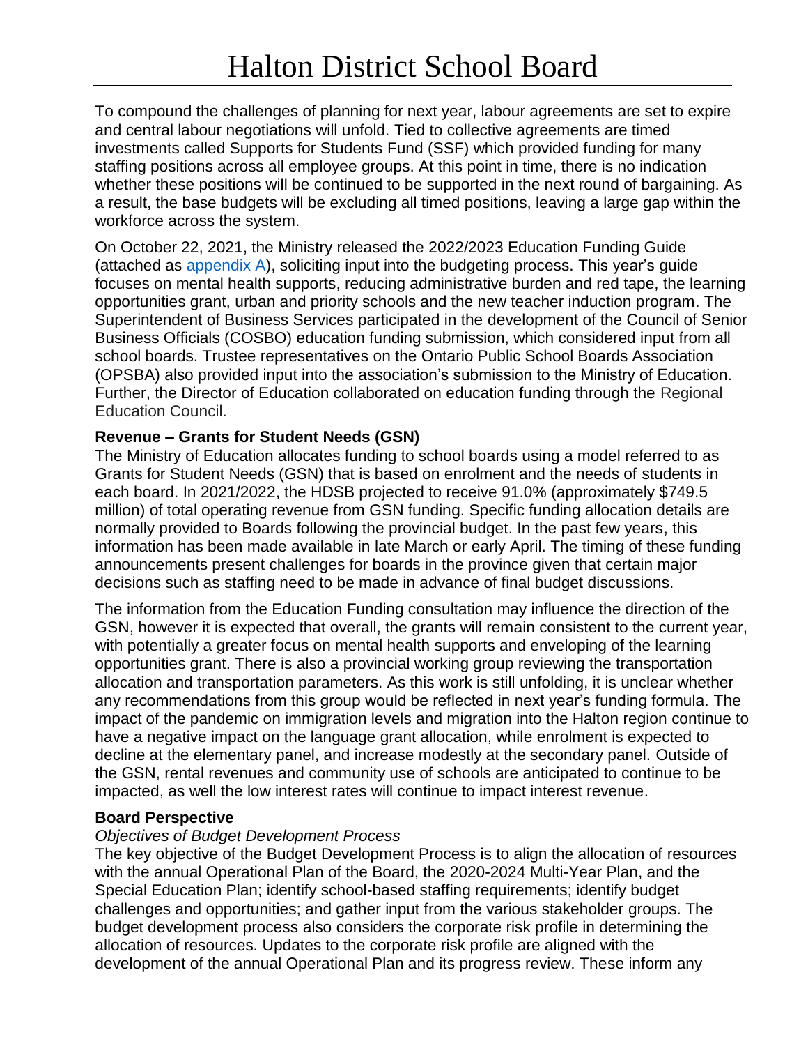To compound the challenges of planning for next year, labour agreements are set to expire and central labour negotiations will unfold. Tied to collective agreements are timed investments called Supports for Students Fund (SSF) which provided funding for many staffing positions across all employee groups. At this point in time, there is no indication whether these positions will be continued to be supported in the next round of bargaining. As a result, the base budgets will be excluding all timed positions, leaving a large gap within the workforce across the system.

On October 22, 2021, the Ministry released the 2022/2023 Education Funding Guide (attached as appendix A), soliciting input into the budgeting process. This year's guide focuses on mental health supports, reducing administrative burden and red tape, the learning opportunities grant, urban and priority schools and the new teacher induction program. The Superintendent of Business Services participated in the development of the Council of Senior Business Officials (COSBO) education funding submission, which considered input from all school boards. Trustee representatives on the Ontario Public School Boards Association (OPSBA) also provided input into the association's submission to the Ministry of Education. Further, the Director of Education collaborated on education funding through the Regional Education Council.

**Revenue – Grants for Student Needs (GSN)**

The Ministry of Education allocates funding to school boards using a model referred to as Grants for Student Needs (GSN) that is based on enrolment and the needs of students in each board. In 2021/2022, the HDSB projected to receive 91.0% (approximately $749.5 million) of total operating revenue from GSN funding. Specific funding allocation details are normally provided to Boards following the provincial budget. In the past few years, this information has been made available in late March or early April. The timing of these funding announcements present challenges for boards in the province given that certain major decisions such as staffing need to be made in advance of final budget discussions.

The information from the Education Funding consultation may influence the direction of the GSN, however it is expected that overall, the grants will remain consistent to the current year, with potentially a greater focus on mental health supports and enveloping of the learning opportunities grant. There is also a provincial working group reviewing the transportation allocation and transportation parameters. As this work is still unfolding, it is unclear whether any recommendations from this group would be reflected in next year's funding formula. The impact of the pandemic on immigration levels and migration into the Halton region continue to have a negative impact on the language grant allocation, while enrolment is expected to decline at the elementary panel, and increase modestly at the secondary panel. Outside of the GSN, rental revenues and community use of schools are anticipated to continue to be impacted, as well the low interest rates will continue to impact interest revenue.

**Board Perspective**

*Objectives of Budget Development Process*

The key objective of the Budget Development Process is to align the allocation of resources with the annual Operational Plan of the Board, the 2020-2024 Multi-Year Plan, and the Special Education Plan; identify school-based staffing requirements; identify budget challenges and opportunities; and gather input from the various stakeholder groups. The budget development process also considers the corporate risk profile in determining the allocation of resources. Updates to the corporate risk profile are aligned with the development of the annual Operational Plan and its progress review. These inform any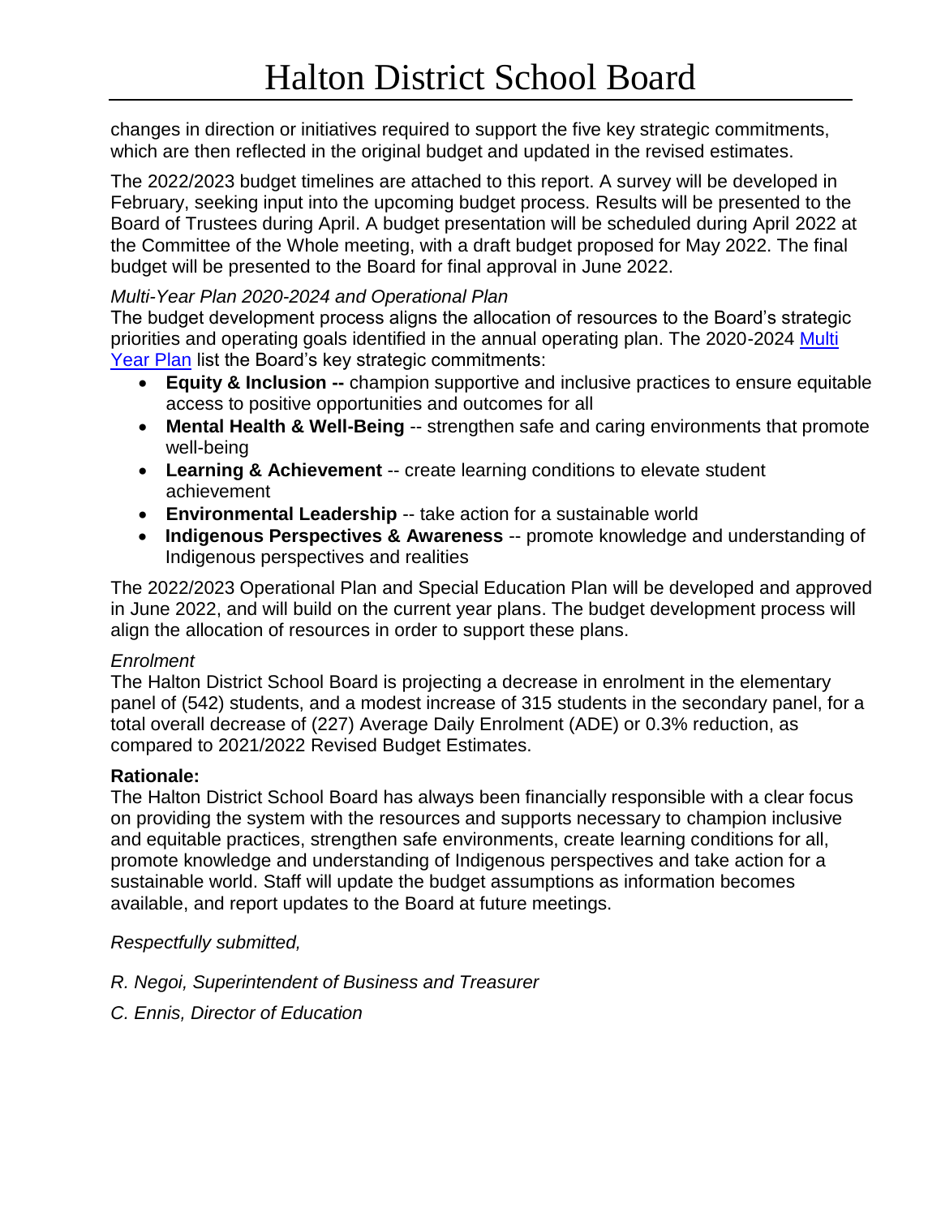changes in direction or initiatives required to support the five key strategic commitments, which are then reflected in the original budget and updated in the revised estimates.

The 2022/2023 budget timelines are attached to this report. A survey will be developed in February, seeking input into the upcoming budget process. Results will be presented to the Board of Trustees during April. A budget presentation will be scheduled during April 2022 at the Committee of the Whole meeting, with a draft budget proposed for May 2022. The final budget will be presented to the Board for final approval in June 2022.

*Multi-Year Plan 2020-2024 and Operational Plan*

The budget development process aligns the allocation of resources to the Board's strategic priorities and operating goals identified in the annual operating plan. The 2020-2024 Multi Year Plan list the Board's key strategic commitments:

- **Equity & Inclusion --** champion supportive and inclusive practices to ensure equitable access to positive opportunities and outcomes for all
- **Mental Health & Well-Being** -- strengthen safe and caring environments that promote well-being
- **Learning & Achievement** -- create learning conditions to elevate student achievement
- **Environmental Leadership** -- take action for a sustainable world
- **Indigenous Perspectives & Awareness** -- promote knowledge and understanding of Indigenous perspectives and realities

The 2022/2023 Operational Plan and Special Education Plan will be developed and approved in June 2022, and will build on the current year plans. The budget development process will align the allocation of resources in order to support these plans.

*Enrolment*

The Halton District School Board is projecting a decrease in enrolment in the elementary panel of (542) students, and a modest increase of 315 students in the secondary panel, for a total overall decrease of (227) Average Daily Enrolment (ADE) or 0.3% reduction, as compared to 2021/2022 Revised Budget Estimates.

**Rationale:**

The Halton District School Board has always been financially responsible with a clear focus on providing the system with the resources and supports necessary to champion inclusive and equitable practices, strengthen safe environments, create learning conditions for all, promote knowledge and understanding of Indigenous perspectives and take action for a sustainable world. Staff will update the budget assumptions as information becomes available, and report updates to the Board at future meetings.

*Respectfully submitted,*

*R. Negoi, Superintendent of Business and Treasurer*

*C. Ennis, Director of Education*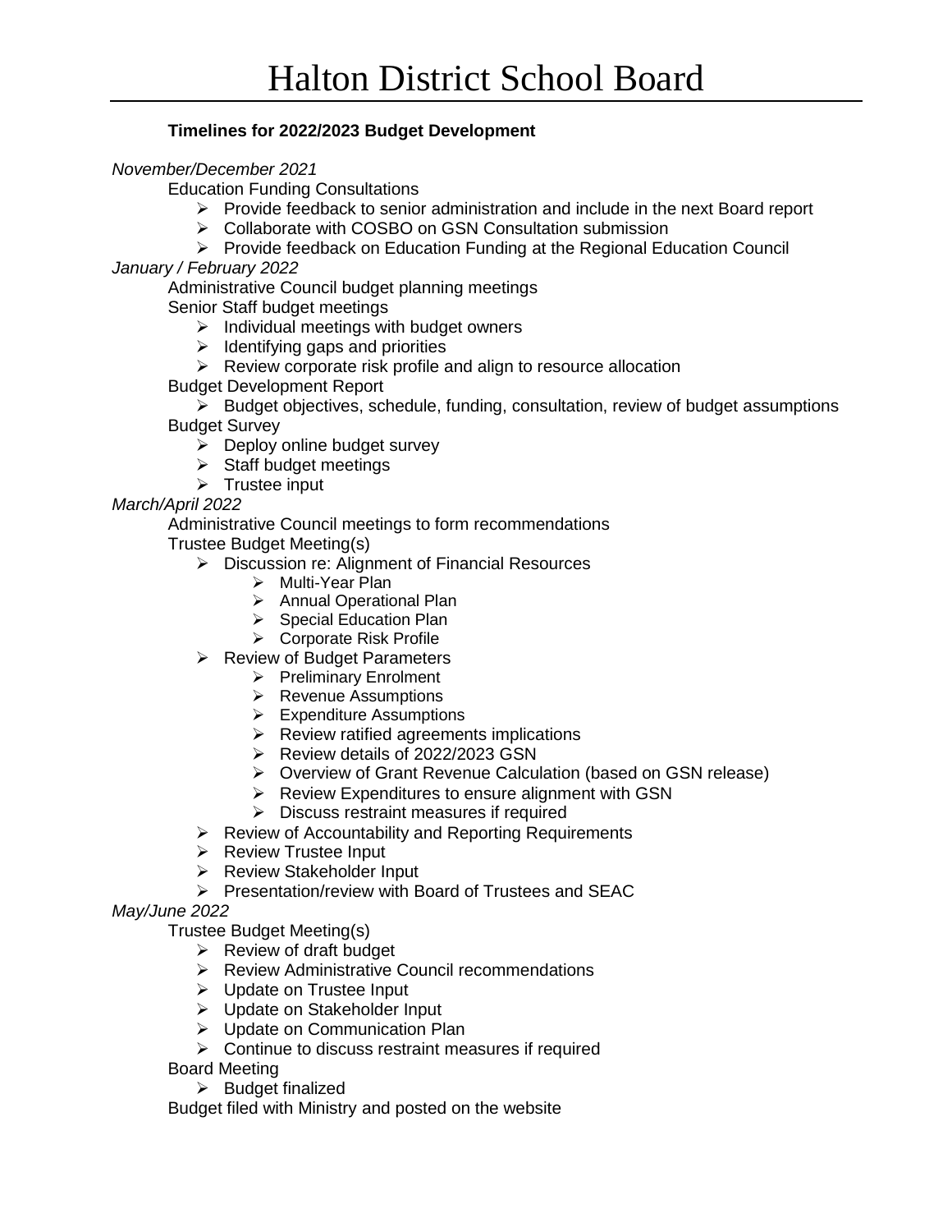# Halton District School Board

**Timelines for 2022/2023 Budget Development**

*November/December 2021*

Education Funding Consultations

- Provide feedback to senior administration and include in the next Board report
- Collaborate with COSBO on GSN Consultation submission
- Provide feedback on Education Funding at the Regional Education Council

*January / February 2022*

Administrative Council budget planning meetings

Senior Staff budget meetings

- Individual meetings with budget owners
- Identifying gaps and priorities
- Review corporate risk profile and align to resource allocation

Budget Development Report

- Budget objectives, schedule, funding, consultation, review of budget assumptions

Budget Survey

- Deploy online budget survey
- Staff budget meetings
- Trustee input

*March/April 2022*

Administrative Council meetings to form recommendations

Trustee Budget Meeting(s)

- Discussion re: Alignment of Financial Resources
  - Multi-Year Plan
  - Annual Operational Plan
  - Special Education Plan
  - Corporate Risk Profile
- Review of Budget Parameters
  - Preliminary Enrolment
  - Revenue Assumptions
  - Expenditure Assumptions
  - Review ratified agreements implications
  - Review details of 2022/2023 GSN
  - Overview of Grant Revenue Calculation (based on GSN release)
  - Review Expenditures to ensure alignment with GSN
  - Discuss restraint measures if required
- Review of Accountability and Reporting Requirements
- Review Trustee Input
- Review Stakeholder Input
- Presentation/review with Board of Trustees and SEAC

*May/June 2022*

Trustee Budget Meeting(s)

- Review of draft budget
- Review Administrative Council recommendations
- Update on Trustee Input
- Update on Stakeholder Input
- Update on Communication Plan
- Continue to discuss restraint measures if required

Board Meeting

- Budget finalized

Budget filed with Ministry and posted on the website